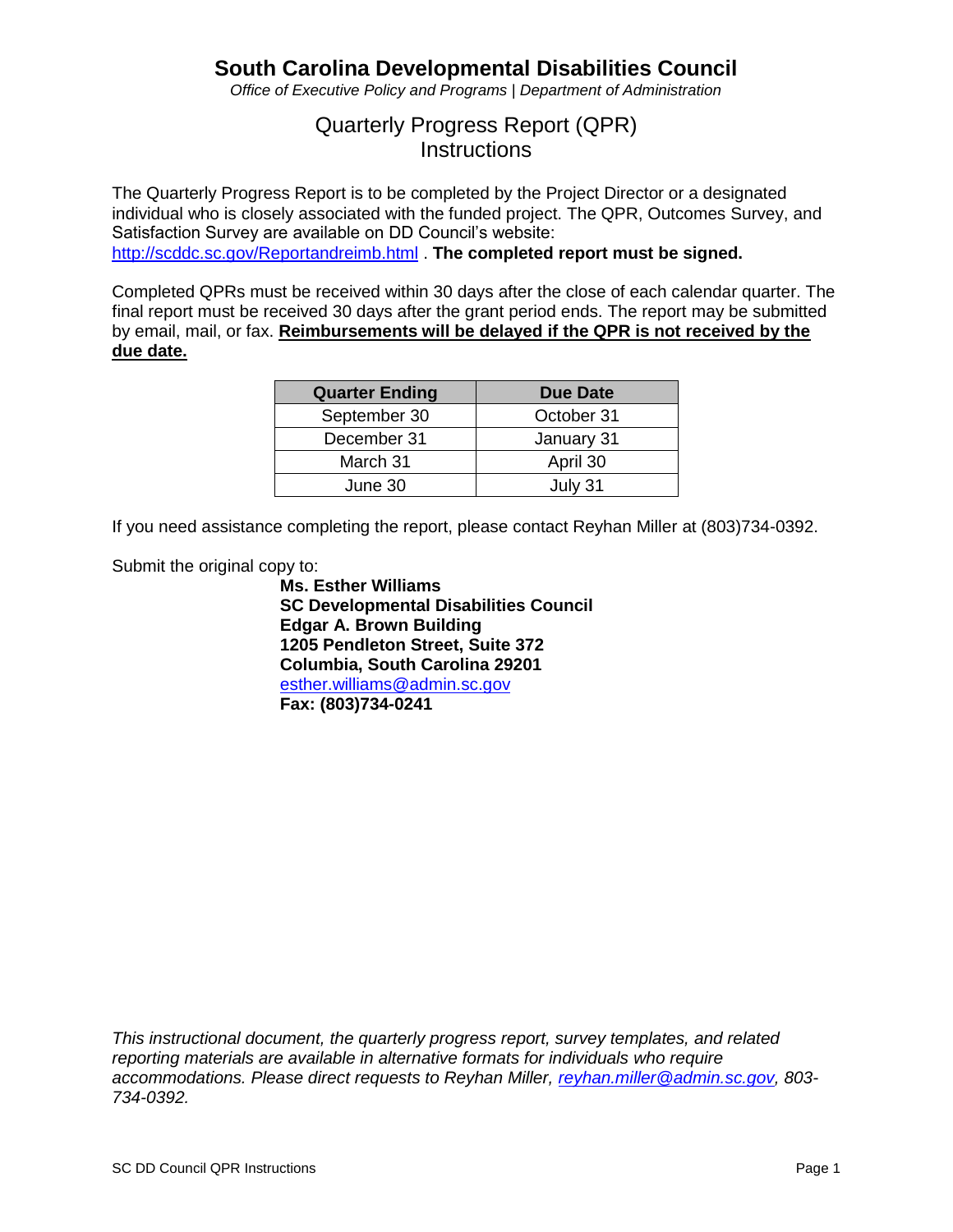# South Carolina Developmental Disabilities Council

*Office of Executive Policy and Programs | Department of Administration*

## Quarterly Progress Report (QPR)
## Instructions

The Quarterly Progress Report is to be completed by the Project Director or a designated individual who is closely associated with the funded project. The QPR, Outcomes Survey, and Satisfaction Survey are available on DD Council's website: http://scddc.sc.gov/Reportandreimb.html . **The completed report must be signed.**

Completed QPRs must be received within 30 days after the close of each calendar quarter. The final report must be received 30 days after the grant period ends. The report may be submitted by email, mail, or fax. **Reimbursements will be delayed if the QPR is not received by the due date.**

| Quarter Ending | Due Date |
|---|---|
| September 30 | October 31 |
| December 31 | January 31 |
| March 31 | April 30 |
| June 30 | July 31 |

If you need assistance completing the report, please contact Reyhan Miller at (803)734-0392.

Submit the original copy to:

**Ms. Esther Williams**
**SC Developmental Disabilities Council**
**Edgar A. Brown Building**
**1205 Pendleton Street, Suite 372**
**Columbia, South Carolina 29201**
esther.williams@admin.sc.gov
**Fax: (803)734-0241**

*This instructional document, the quarterly progress report, survey templates, and related reporting materials are available in alternative formats for individuals who require accommodations. Please direct requests to Reyhan Miller, reyhan.miller@admin.sc.gov, 803-734-0392.*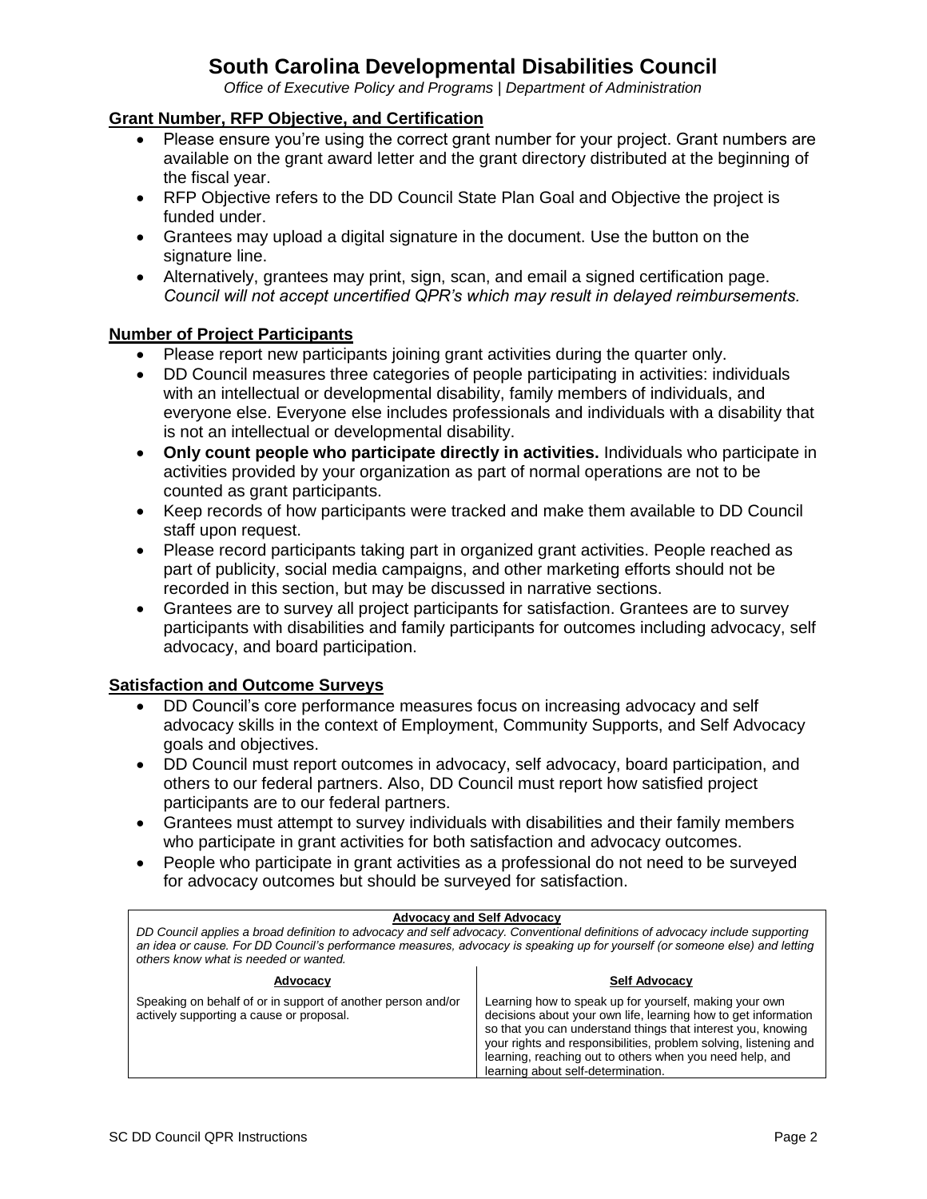# South Carolina Developmental Disabilities Council

*Office of Executive Policy and Programs | Department of Administration*

## Grant Number, RFP Objective, and Certification

- Please ensure you're using the correct grant number for your project. Grant numbers are available on the grant award letter and the grant directory distributed at the beginning of the fiscal year.
- RFP Objective refers to the DD Council State Plan Goal and Objective the project is funded under.
- Grantees may upload a digital signature in the document. Use the button on the signature line.
- Alternatively, grantees may print, sign, scan, and email a signed certification page. *Council will not accept uncertified QPR's which may result in delayed reimbursements.*

## Number of Project Participants

- Please report new participants joining grant activities during the quarter only.
- DD Council measures three categories of people participating in activities: individuals with an intellectual or developmental disability, family members of individuals, and everyone else. Everyone else includes professionals and individuals with a disability that is not an intellectual or developmental disability.
- **Only count people who participate directly in activities.** Individuals who participate in activities provided by your organization as part of normal operations are not to be counted as grant participants.
- Keep records of how participants were tracked and make them available to DD Council staff upon request.
- Please record participants taking part in organized grant activities. People reached as part of publicity, social media campaigns, and other marketing efforts should not be recorded in this section, but may be discussed in narrative sections.
- Grantees are to survey all project participants for satisfaction. Grantees are to survey participants with disabilities and family participants for outcomes including advocacy, self advocacy, and board participation.

## Satisfaction and Outcome Surveys

- DD Council's core performance measures focus on increasing advocacy and self advocacy skills in the context of Employment, Community Supports, and Self Advocacy goals and objectives.
- DD Council must report outcomes in advocacy, self advocacy, board participation, and others to our federal partners. Also, DD Council must report how satisfied project participants are to our federal partners.
- Grantees must attempt to survey individuals with disabilities and their family members who participate in grant activities for both satisfaction and advocacy outcomes.
- People who participate in grant activities as a professional do not need to be surveyed for advocacy outcomes but should be surveyed for satisfaction.

| **Advocacy and Self Advocacy** | |
|---|---|
| *DD Council applies a broad definition to advocacy and self advocacy. Conventional definitions of advocacy include supporting an idea or cause. For DD Council's performance measures, advocacy is speaking up for yourself (or someone else) and letting others know what is needed or wanted.* | |
| **Advocacy** | **Self Advocacy** |
| Speaking on behalf of or in support of another person and/or actively supporting a cause or proposal. | Learning how to speak up for yourself, making your own decisions about your own life, learning how to get information so that you can understand things that interest you, knowing your rights and responsibilities, problem solving, listening and learning, reaching out to others when you need help, and learning about self-determination. |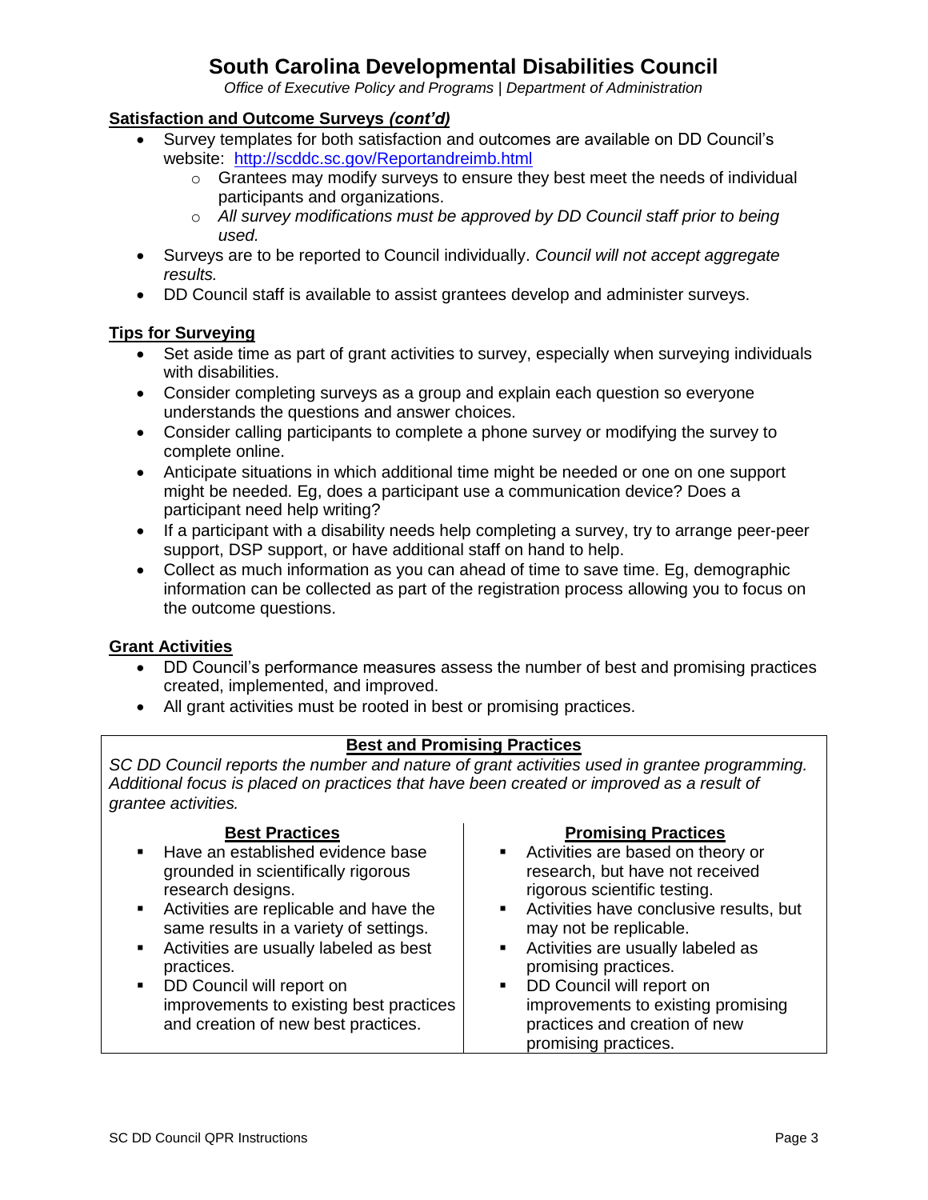# South Carolina Developmental Disabilities Council

*Office of Executive Policy and Programs | Department of Administration*

## Satisfaction and Outcome Surveys *(cont'd)*

- Survey templates for both satisfaction and outcomes are available on DD Council's website: http://scddc.sc.gov/Reportandreimb.html
  - Grantees may modify surveys to ensure they best meet the needs of individual participants and organizations.
  - *All survey modifications must be approved by DD Council staff prior to being used.*
- Surveys are to be reported to Council individually. *Council will not accept aggregate results.*
- DD Council staff is available to assist grantees develop and administer surveys.

## Tips for Surveying

- Set aside time as part of grant activities to survey, especially when surveying individuals with disabilities.
- Consider completing surveys as a group and explain each question so everyone understands the questions and answer choices.
- Consider calling participants to complete a phone survey or modifying the survey to complete online.
- Anticipate situations in which additional time might be needed or one on one support might be needed. Eg, does a participant use a communication device? Does a participant need help writing?
- If a participant with a disability needs help completing a survey, try to arrange peer-peer support, DSP support, or have additional staff on hand to help.
- Collect as much information as you can ahead of time to save time. Eg, demographic information can be collected as part of the registration process allowing you to focus on the outcome questions.

## Grant Activities

- DD Council's performance measures assess the number of best and promising practices created, implemented, and improved.
- All grant activities must be rooted in best or promising practices.

### Best and Promising Practices

*SC DD Council reports the number and nature of grant activities used in grantee programming. Additional focus is placed on practices that have been created or improved as a result of grantee activities.*

**Best Practices**

- Have an established evidence base grounded in scientifically rigorous research designs.
- Activities are replicable and have the same results in a variety of settings.
- Activities are usually labeled as best practices.
- DD Council will report on improvements to existing best practices and creation of new best practices.

**Promising Practices**

- Activities are based on theory or research, but have not received rigorous scientific testing.
- Activities have conclusive results, but may not be replicable.
- Activities are usually labeled as promising practices.
- DD Council will report on improvements to existing promising practices and creation of new promising practices.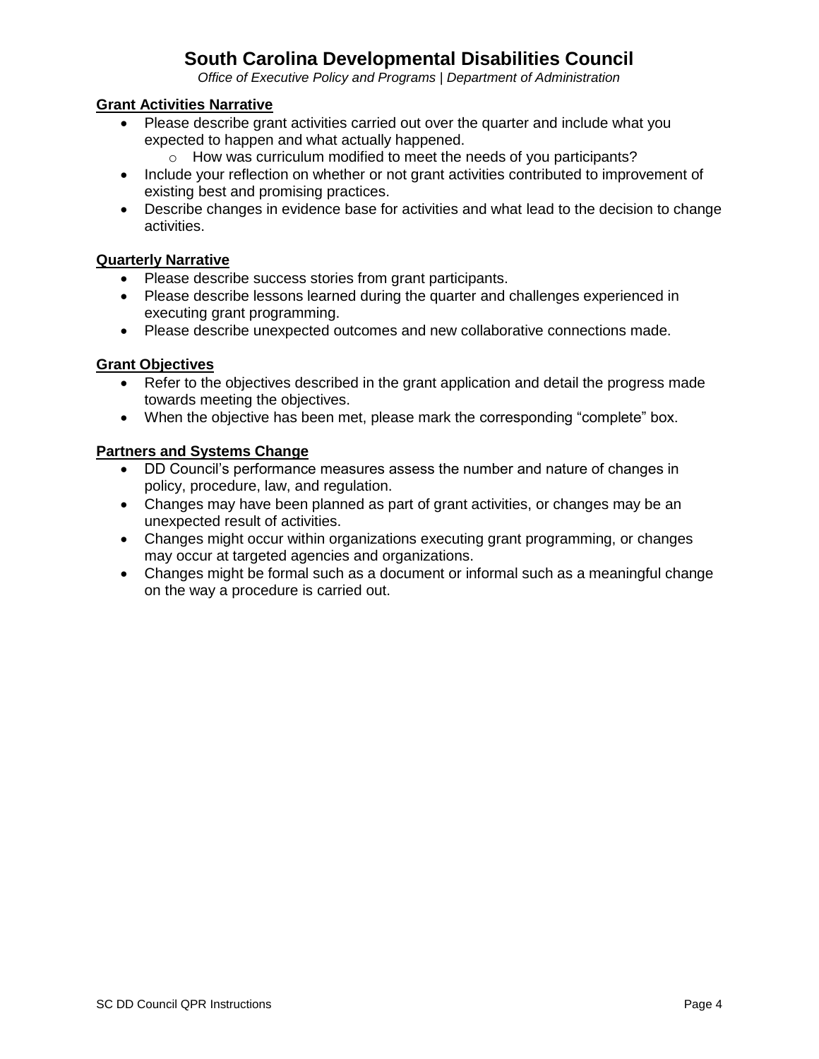# South Carolina Developmental Disabilities Council

*Office of Executive Policy and Programs | Department of Administration*

## Grant Activities Narrative

- Please describe grant activities carried out over the quarter and include what you expected to happen and what actually happened.
  - How was curriculum modified to meet the needs of you participants?
- Include your reflection on whether or not grant activities contributed to improvement of existing best and promising practices.
- Describe changes in evidence base for activities and what lead to the decision to change activities.

## Quarterly Narrative

- Please describe success stories from grant participants.
- Please describe lessons learned during the quarter and challenges experienced in executing grant programming.
- Please describe unexpected outcomes and new collaborative connections made.

## Grant Objectives

- Refer to the objectives described in the grant application and detail the progress made towards meeting the objectives.
- When the objective has been met, please mark the corresponding "complete" box.

## Partners and Systems Change

- DD Council's performance measures assess the number and nature of changes in policy, procedure, law, and regulation.
- Changes may have been planned as part of grant activities, or changes may be an unexpected result of activities.
- Changes might occur within organizations executing grant programming, or changes may occur at targeted agencies and organizations.
- Changes might be formal such as a document or informal such as a meaningful change on the way a procedure is carried out.